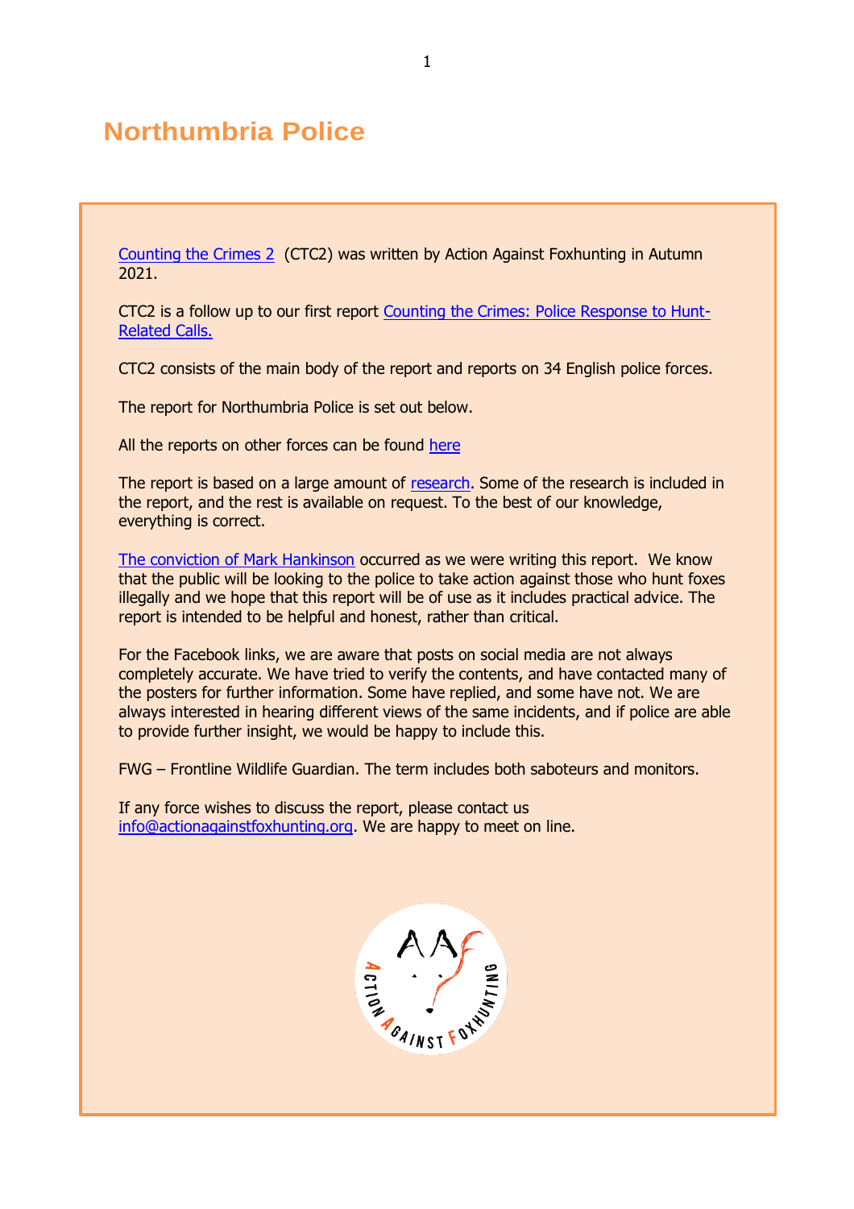# Northumbria Police

[Counting the Crimes 2](#) (CTC2) was written by Action Against Foxhunting in Autumn 2021.

CTC2 is a follow up to our first report [Counting the Crimes: Police Response to Hunt-Related Calls.](#)

CTC2 consists of the main body of the report and reports on 34 English police forces.

The report for Northumbria Police is set out below.

All the reports on other forces can be found [here](#)

The report is based on a large amount of [research](#). Some of the research is included in the report, and the rest is available on request. To the best of our knowledge, everything is correct.

[The conviction of Mark Hankinson](#) occurred as we were writing this report. We know that the public will be looking to the police to take action against those who hunt foxes illegally and we hope that this report will be of use as it includes practical advice. The report is intended to be helpful and honest, rather than critical.

For the Facebook links, we are aware that posts on social media are not always completely accurate. We have tried to verify the contents, and have contacted many of the posters for further information. Some have replied, and some have not. We are always interested in hearing different views of the same incidents, and if police are able to provide further insight, we would be happy to include this.

FWG – Frontline Wildlife Guardian. The term includes both saboteurs and monitors.

If any force wishes to discuss the report, please contact us [info@actionagainstfoxhunting.org](mailto:info@actionagainstfoxhunting.org). We are happy to meet on line.

ACTION AGAINST FOXHUNTING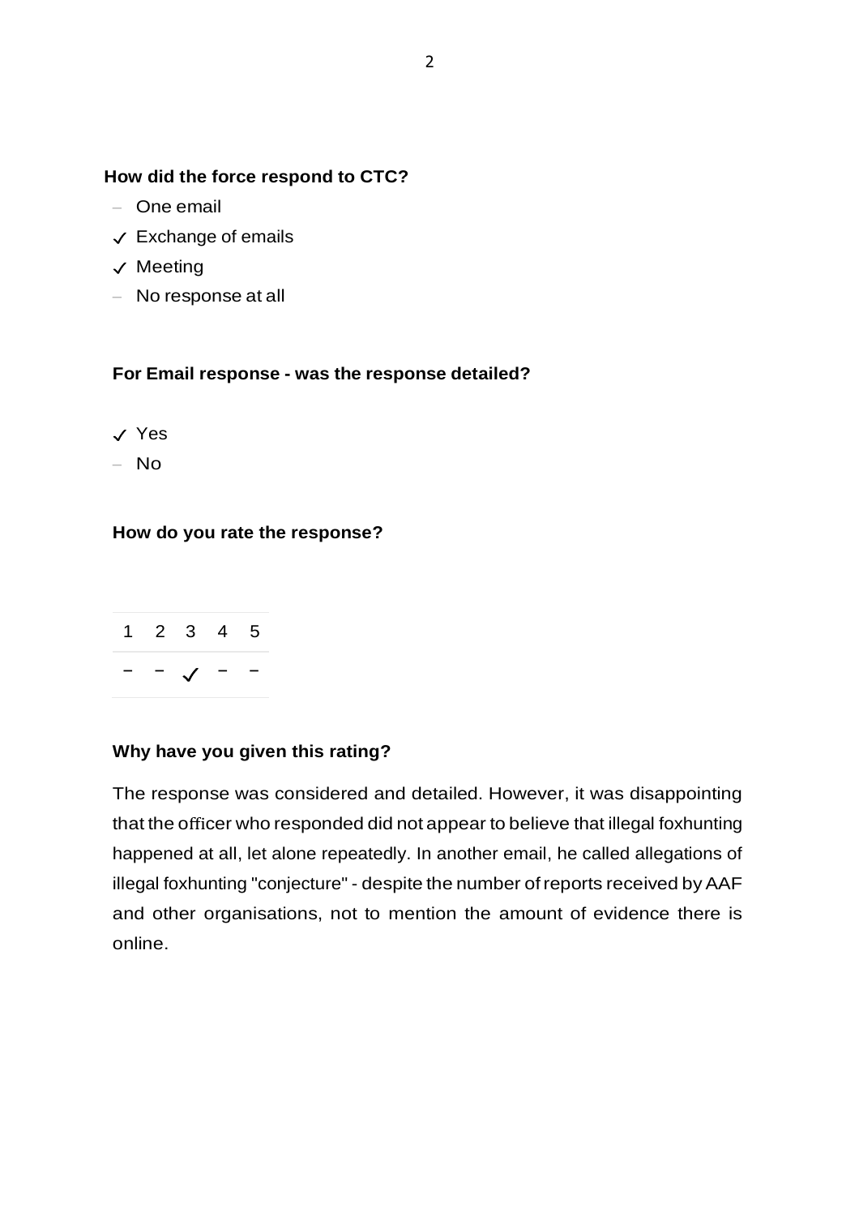**How did the force respond to CTC?**

- – One email
- ✓ Exchange of emails
- ✓ Meeting
- – No response at all

**For Email response - was the response detailed?**

- ✓ Yes
- – No

**How do you rate the response?**

| 1 | 2 | 3 | 4 | 5 |
|---|---|---|---|---|
| – | – | ✓ | – | – |

**Why have you given this rating?**

The response was considered and detailed. However, it was disappointing that the officer who responded did not appear to believe that illegal foxhunting happened at all, let alone repeatedly. In another email, he called allegations of illegal foxhunting "conjecture" - despite the number of reports received by AAF and other organisations, not to mention the amount of evidence there is online.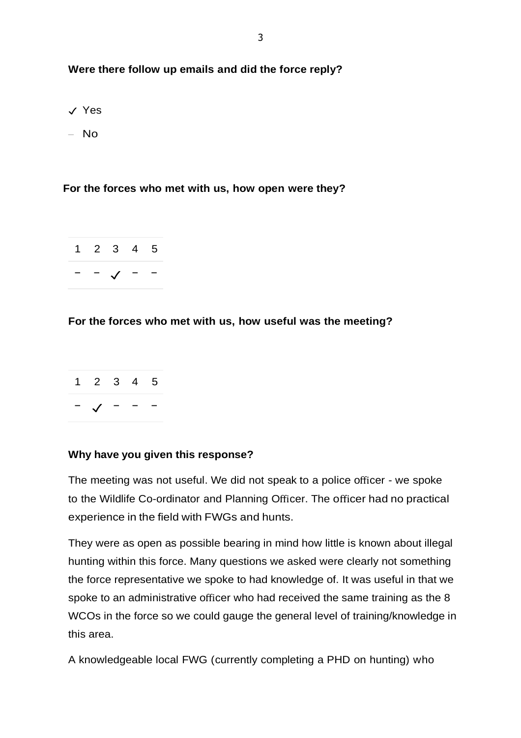**Were there follow up emails and did the force reply?**

- ✓ Yes
- – No

**For the forces who met with us, how open were they?**

| 1 | 2 | 3 | 4 | 5 |
|---|---|---|---|---|
| – | – | ✓ | – | – |

**For the forces who met with us, how useful was the meeting?**

| 1 | 2 | 3 | 4 | 5 |
|---|---|---|---|---|
| – | ✓ | – | – | – |

**Why have you given this response?**

The meeting was not useful. We did not speak to a police officer - we spoke to the Wildlife Co-ordinator and Planning Officer. The officer had no practical experience in the field with FWGs and hunts.

They were as open as possible bearing in mind how little is known about illegal hunting within this force. Many questions we asked were clearly not something the force representative we spoke to had knowledge of. It was useful in that we spoke to an administrative officer who had received the same training as the 8 WCOs in the force so we could gauge the general level of training/knowledge in this area.

A knowledgeable local FWG (currently completing a PHD on hunting) who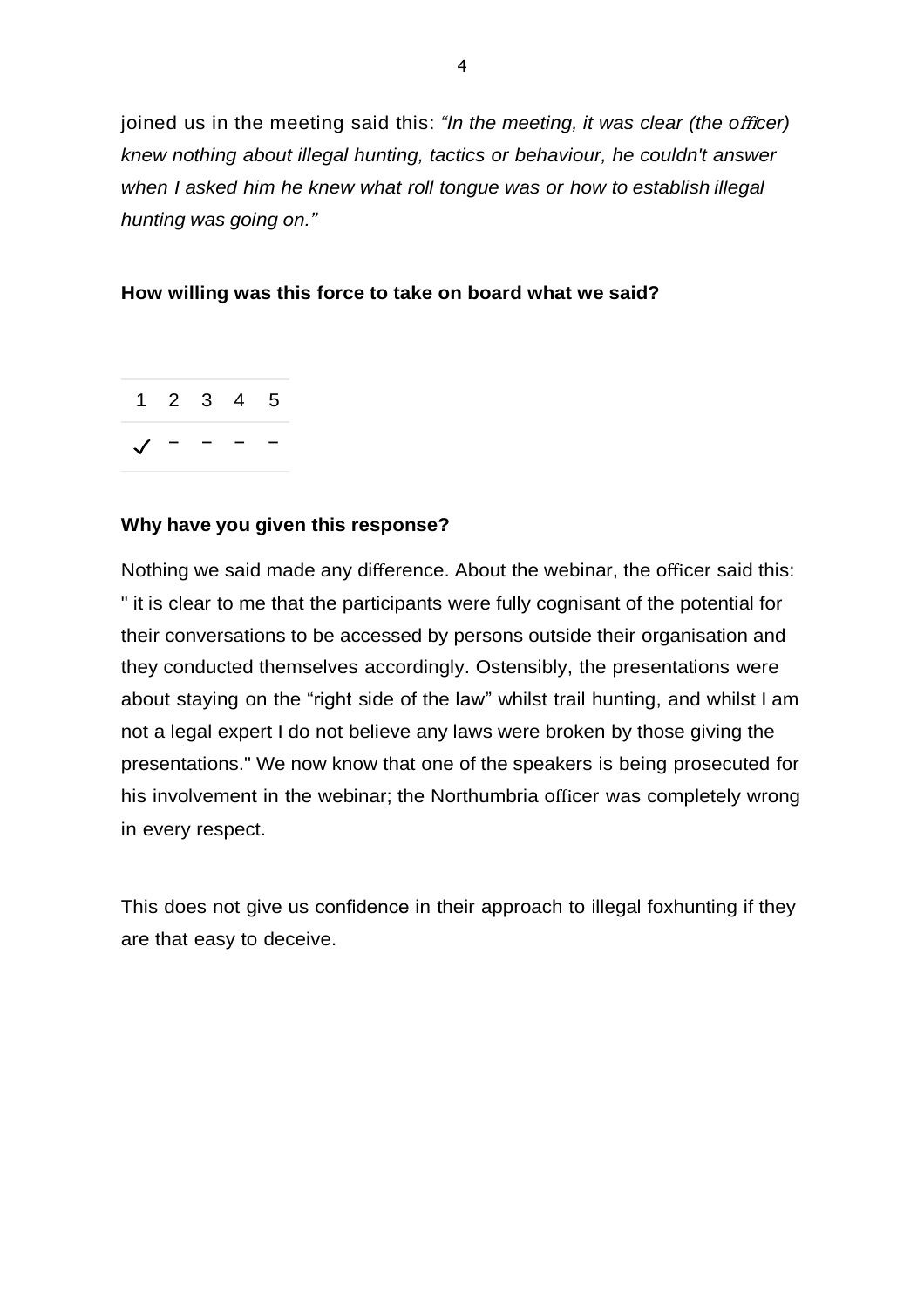joined us in the meeting said this: *"In the meeting, it was clear (the officer) knew nothing about illegal hunting, tactics or behaviour, he couldn't answer when I asked him he knew what roll tongue was or how to establish illegal hunting was going on."*

**How willing was this force to take on board what we said?**

| 1 | 2 | 3 | 4 | 5 |
|---|---|---|---|---|
| ✓ | – | – | – | – |

**Why have you given this response?**

Nothing we said made any difference. About the webinar, the officer said this: " it is clear to me that the participants were fully cognisant of the potential for their conversations to be accessed by persons outside their organisation and they conducted themselves accordingly. Ostensibly, the presentations were about staying on the "right side of the law" whilst trail hunting, and whilst I am not a legal expert I do not believe any laws were broken by those giving the presentations." We now know that one of the speakers is being prosecuted for his involvement in the webinar; the Northumbria officer was completely wrong in every respect.

This does not give us confidence in their approach to illegal foxhunting if they are that easy to deceive.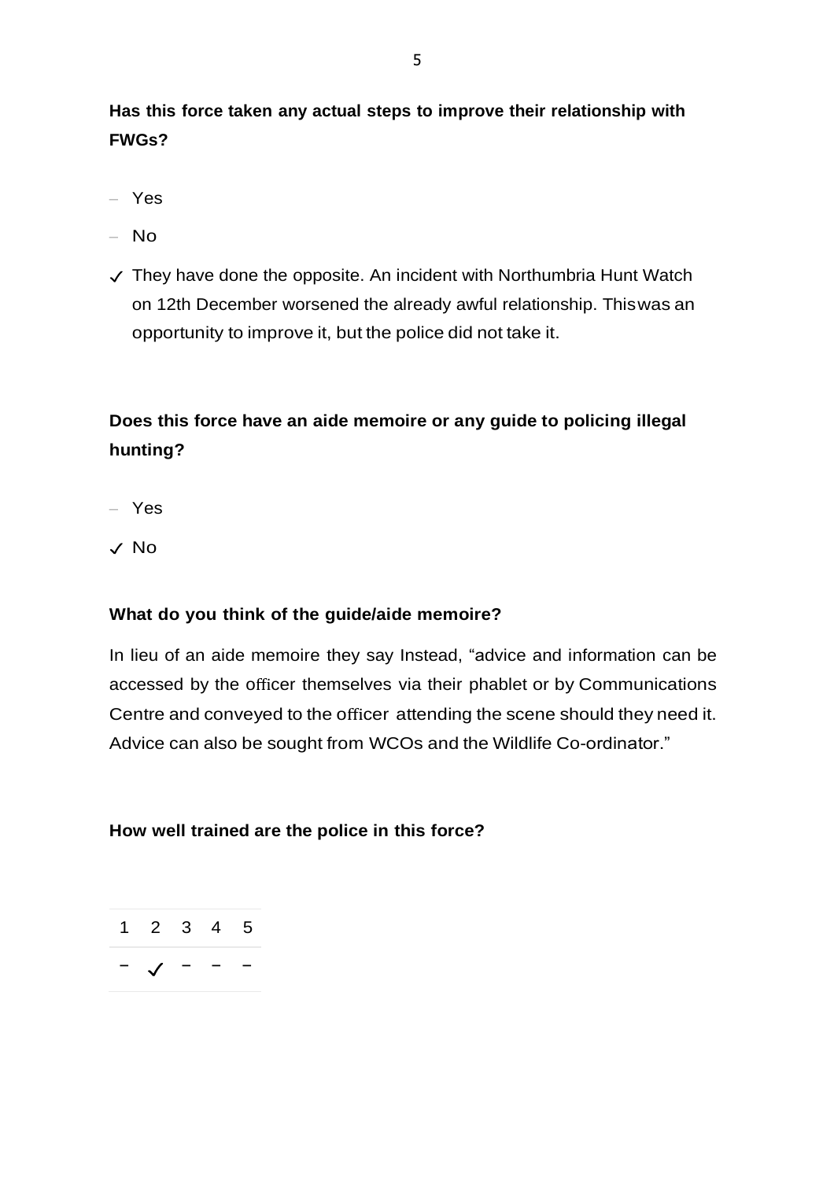**Has this force taken any actual steps to improve their relationship with FWGs?**

- – Yes
- – No
- ✓ They have done the opposite. An incident with Northumbria Hunt Watch on 12th December worsened the already awful relationship. Thiswas an opportunity to improve it, but the police did not take it.

**Does this force have an aide memoire or any guide to policing illegal hunting?**

- – Yes
- ✓ No

**What do you think of the guide/aide memoire?**

In lieu of an aide memoire they say Instead, “advice and information can be accessed by the officer themselves via their phablet or by Communications Centre and conveyed to the officer attending the scene should they need it. Advice can also be sought from WCOs and the Wildlife Co-ordinator.”

**How well trained are the police in this force?**

| 1 | 2 | 3 | 4 | 5 |
|---|---|---|---|---|
| – | ✓ | – | – | – |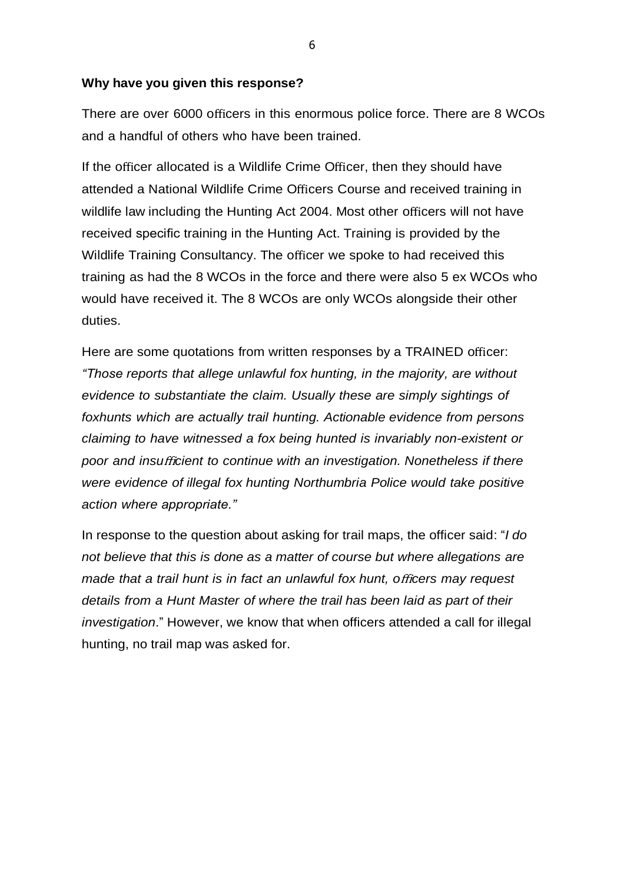**Why have you given this response?**

There are over 6000 officers in this enormous police force. There are 8 WCOs and a handful of others who have been trained.

If the officer allocated is a Wildlife Crime Officer, then they should have attended a National Wildlife Crime Officers Course and received training in wildlife law including the Hunting Act 2004. Most other officers will not have received specific training in the Hunting Act. Training is provided by the Wildlife Training Consultancy. The officer we spoke to had received this training as had the 8 WCOs in the force and there were also 5 ex WCOs who would have received it. The 8 WCOs are only WCOs alongside their other duties.

Here are some quotations from written responses by a TRAINED officer: *"Those reports that allege unlawful fox hunting, in the majority, are without evidence to substantiate the claim. Usually these are simply sightings of foxhunts which are actually trail hunting. Actionable evidence from persons claiming to have witnessed a fox being hunted is invariably non-existent or poor and insufficient to continue with an investigation. Nonetheless if there were evidence of illegal fox hunting Northumbria Police would take positive action where appropriate."*

In response to the question about asking for trail maps, the officer said: "*I do not believe that this is done as a matter of course but where allegations are made that a trail hunt is in fact an unlawful fox hunt, officers may request details from a Hunt Master of where the trail has been laid as part of their investigation*." However, we know that when officers attended a call for illegal hunting, no trail map was asked for.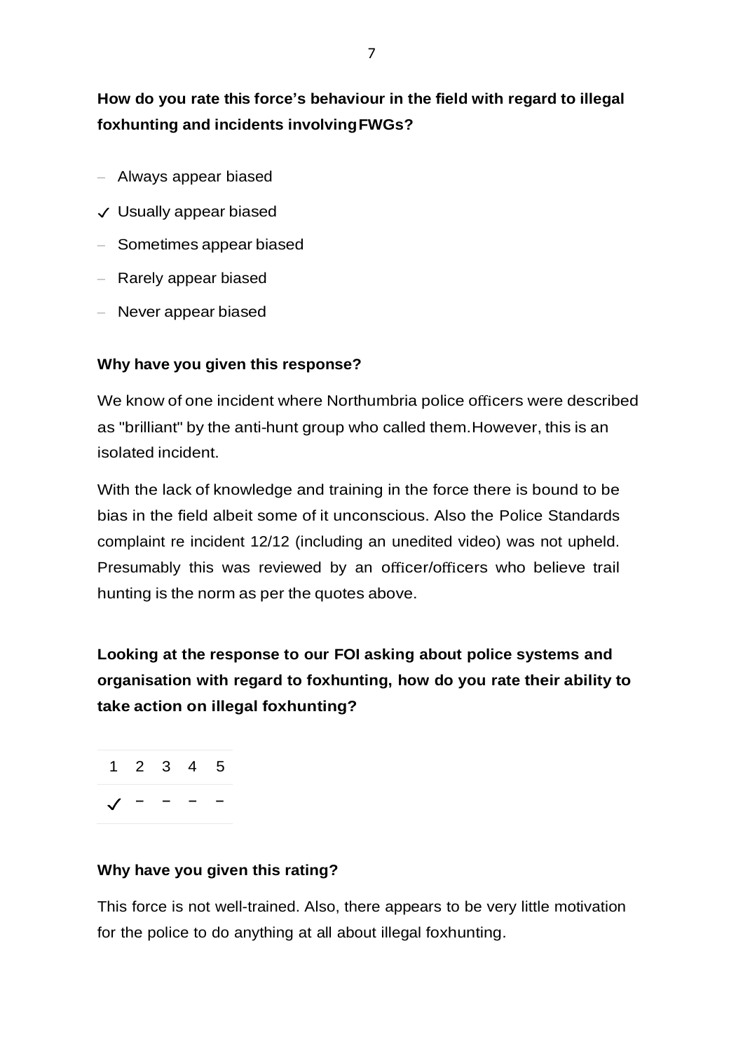**How do you rate this force's behaviour in the field with regard to illegal foxhunting and incidents involving FWGs?**

- – Always appear biased
- ✓ Usually appear biased
- – Sometimes appear biased
- – Rarely appear biased
- – Never appear biased

**Why have you given this response?**

We know of one incident where Northumbria police officers were described as "brilliant" by the anti-hunt group who called them. However, this is an isolated incident.

With the lack of knowledge and training in the force there is bound to be bias in the field albeit some of it unconscious. Also the Police Standards complaint re incident 12/12 (including an unedited video) was not upheld. Presumably this was reviewed by an officer/officers who believe trail hunting is the norm as per the quotes above.

**Looking at the response to our FOI asking about police systems and organisation with regard to foxhunting, how do you rate their ability to take action on illegal foxhunting?**

| 1 | 2 | 3 | 4 | 5 |
|---|---|---|---|---|
| ✓ | – | – | – | – |

**Why have you given this rating?**

This force is not well-trained. Also, there appears to be very little motivation for the police to do anything at all about illegal foxhunting.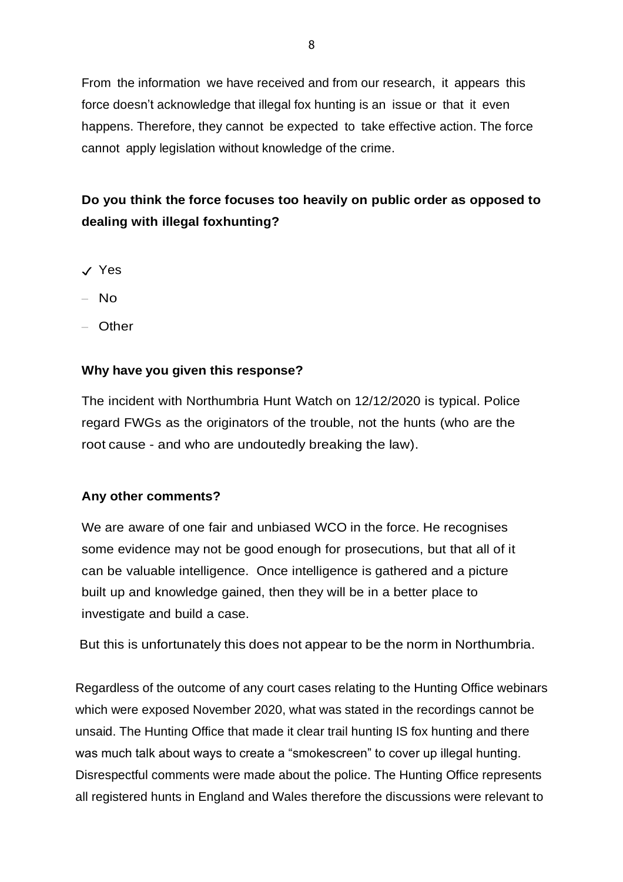From the information we have received and from our research, it appears this force doesn't acknowledge that illegal fox hunting is an issue or that it even happens. Therefore, they cannot be expected to take effective action. The force cannot apply legislation without knowledge of the crime.

**Do you think the force focuses too heavily on public order as opposed to dealing with illegal foxhunting?**

- ✓ Yes
- – No
- – Other

**Why have you given this response?**

The incident with Northumbria Hunt Watch on 12/12/2020 is typical. Police regard FWGs as the originators of the trouble, not the hunts (who are the root cause - and who are undoutedly breaking the law).

**Any other comments?**

We are aware of one fair and unbiased WCO in the force. He recognises some evidence may not be good enough for prosecutions, but that all of it can be valuable intelligence. Once intelligence is gathered and a picture built up and knowledge gained, then they will be in a better place to investigate and build a case.

But this is unfortunately this does not appear to be the norm in Northumbria.

Regardless of the outcome of any court cases relating to the Hunting Office webinars which were exposed November 2020, what was stated in the recordings cannot be unsaid. The Hunting Office that made it clear trail hunting IS fox hunting and there was much talk about ways to create a "smokescreen" to cover up illegal hunting. Disrespectful comments were made about the police. The Hunting Office represents all registered hunts in England and Wales therefore the discussions were relevant to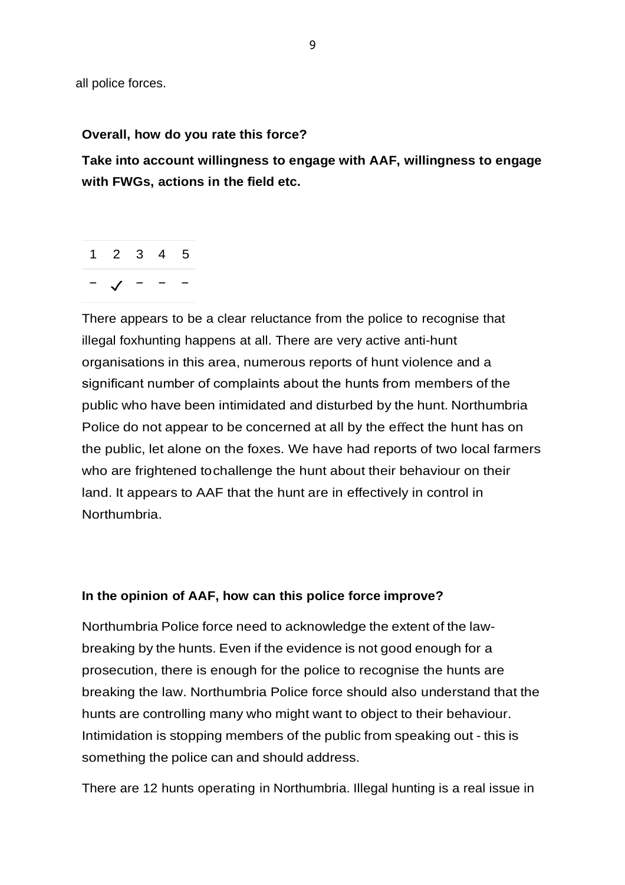all police forces.

**Overall, how do you rate this force?**

**Take into account willingness to engage with AAF, willingness to engage with FWGs, actions in the field etc.**

| 1 | 2 | 3 | 4 | 5 |
|---|---|---|---|---|
| – | ✓ | – | – | – |

There appears to be a clear reluctance from the police to recognise that illegal foxhunting happens at all. There are very active anti-hunt organisations in this area, numerous reports of hunt violence and a significant number of complaints about the hunts from members of the public who have been intimidated and disturbed by the hunt. Northumbria Police do not appear to be concerned at all by the effect the hunt has on the public, let alone on the foxes. We have had reports of two local farmers who are frightened tochallenge the hunt about their behaviour on their land. It appears to AAF that the hunt are in effectively in control in Northumbria.

**In the opinion of AAF, how can this police force improve?**

Northumbria Police force need to acknowledge the extent of the law-breaking by the hunts. Even if the evidence is not good enough for a prosecution, there is enough for the police to recognise the hunts are breaking the law. Northumbria Police force should also understand that the hunts are controlling many who might want to object to their behaviour. Intimidation is stopping members of the public from speaking out - this is something the police can and should address.

There are 12 hunts operating in Northumbria. Illegal hunting is a real issue in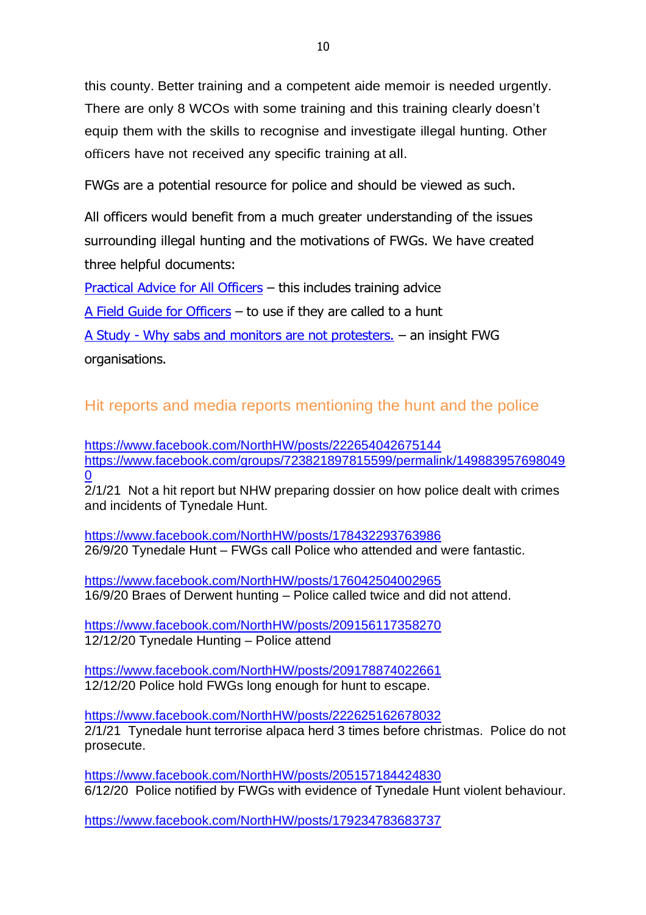this county. Better training and a competent aide memoir is needed urgently. There are only 8 WCOs with some training and this training clearly doesn't equip them with the skills to recognise and investigate illegal hunting. Other officers have not received any specific training at all.

FWGs are a potential resource for police and should be viewed as such.

All officers would benefit from a much greater understanding of the issues surrounding illegal hunting and the motivations of FWGs. We have created three helpful documents:

Practical Advice for All Officers – this includes training advice

A Field Guide for Officers – to use if they are called to a hunt

A Study - Why sabs and monitors are not protesters. – an insight FWG organisations.

## Hit reports and media reports mentioning the hunt and the police

https://www.facebook.com/NorthHW/posts/222654042675144
https://www.facebook.com/groups/723821897815599/permalink/1498839576980490
2/1/21 Not a hit report but NHW preparing dossier on how police dealt with crimes and incidents of Tynedale Hunt.

https://www.facebook.com/NorthHW/posts/178432293763986
26/9/20 Tynedale Hunt – FWGs call Police who attended and were fantastic.

https://www.facebook.com/NorthHW/posts/176042504002965
16/9/20 Braes of Derwent hunting – Police called twice and did not attend.

https://www.facebook.com/NorthHW/posts/209156117358270
12/12/20 Tynedale Hunting – Police attend

https://www.facebook.com/NorthHW/posts/209178874022661
12/12/20 Police hold FWGs long enough for hunt to escape.

https://www.facebook.com/NorthHW/posts/222625162678032
2/1/21 Tynedale hunt terrorise alpaca herd 3 times before christmas. Police do not prosecute.

https://www.facebook.com/NorthHW/posts/205157184424830
6/12/20 Police notified by FWGs with evidence of Tynedale Hunt violent behaviour.

https://www.facebook.com/NorthHW/posts/179234783683737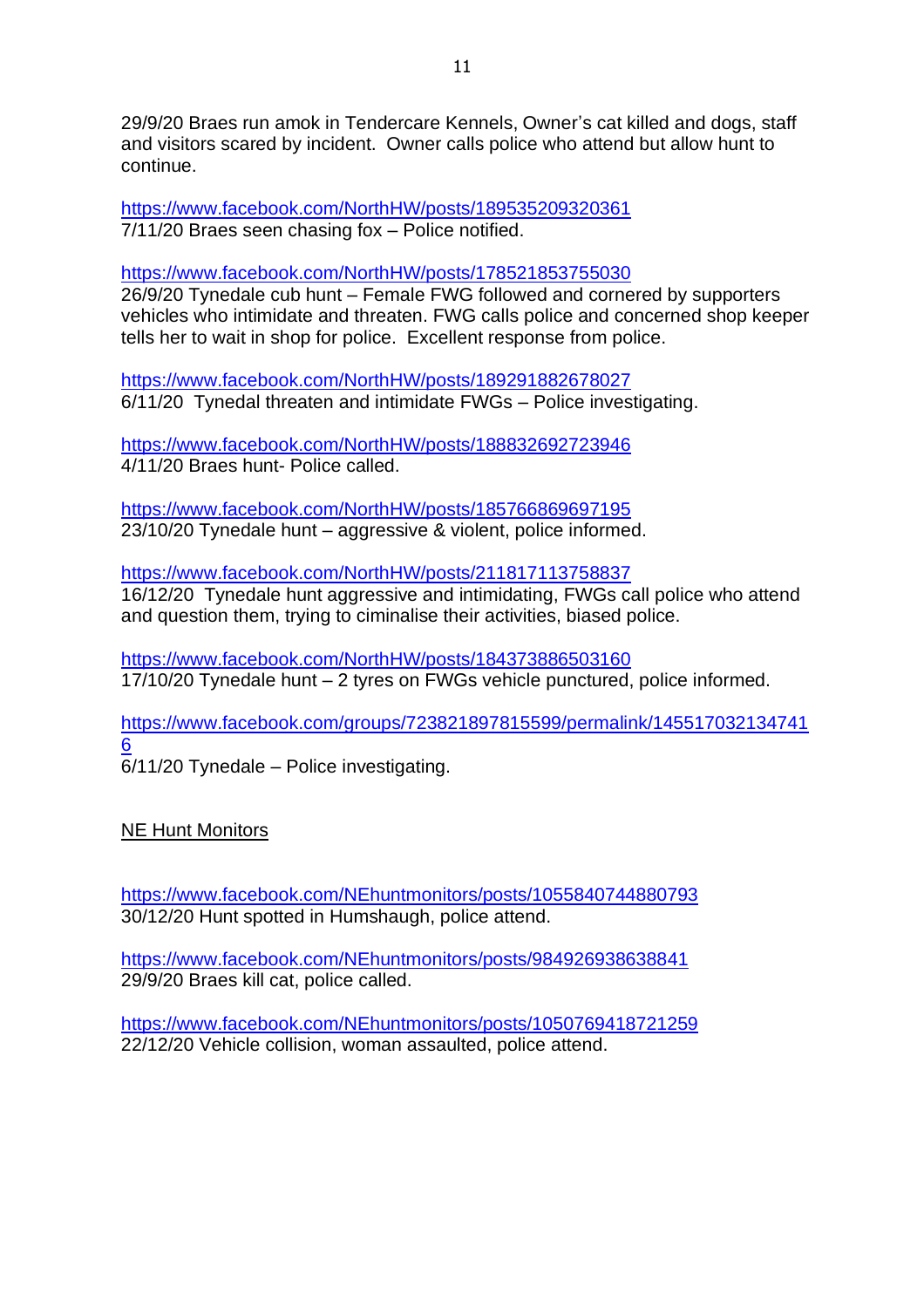29/9/20 Braes run amok in Tendercare Kennels, Owner's cat killed and dogs, staff and visitors scared by incident. Owner calls police who attend but allow hunt to continue.

https://www.facebook.com/NorthHW/posts/189535209320361
7/11/20 Braes seen chasing fox – Police notified.

https://www.facebook.com/NorthHW/posts/178521853755030
26/9/20 Tynedale cub hunt – Female FWG followed and cornered by supporters vehicles who intimidate and threaten. FWG calls police and concerned shop keeper tells her to wait in shop for police. Excellent response from police.

https://www.facebook.com/NorthHW/posts/189291882678027
6/11/20 Tynedal threaten and intimidate FWGs – Police investigating.

https://www.facebook.com/NorthHW/posts/188832692723946
4/11/20 Braes hunt- Police called.

https://www.facebook.com/NorthHW/posts/185766869697195
23/10/20 Tynedale hunt – aggressive & violent, police informed.

https://www.facebook.com/NorthHW/posts/211817113758837
16/12/20 Tynedale hunt aggressive and intimidating, FWGs call police who attend and question them, trying to ciminalise their activities, biased police.

https://www.facebook.com/NorthHW/posts/184373886503160
17/10/20 Tynedale hunt – 2 tyres on FWGs vehicle punctured, police informed.

https://www.facebook.com/groups/723821897815599/permalink/1455170321347416
6/11/20 Tynedale – Police investigating.

NE Hunt Monitors

https://www.facebook.com/NEhuntmonitors/posts/1055840744880793
30/12/20 Hunt spotted in Humshaugh, police attend.

https://www.facebook.com/NEhuntmonitors/posts/984926938638841
29/9/20 Braes kill cat, police called.

https://www.facebook.com/NEhuntmonitors/posts/1050769418721259
22/12/20 Vehicle collision, woman assaulted, police attend.